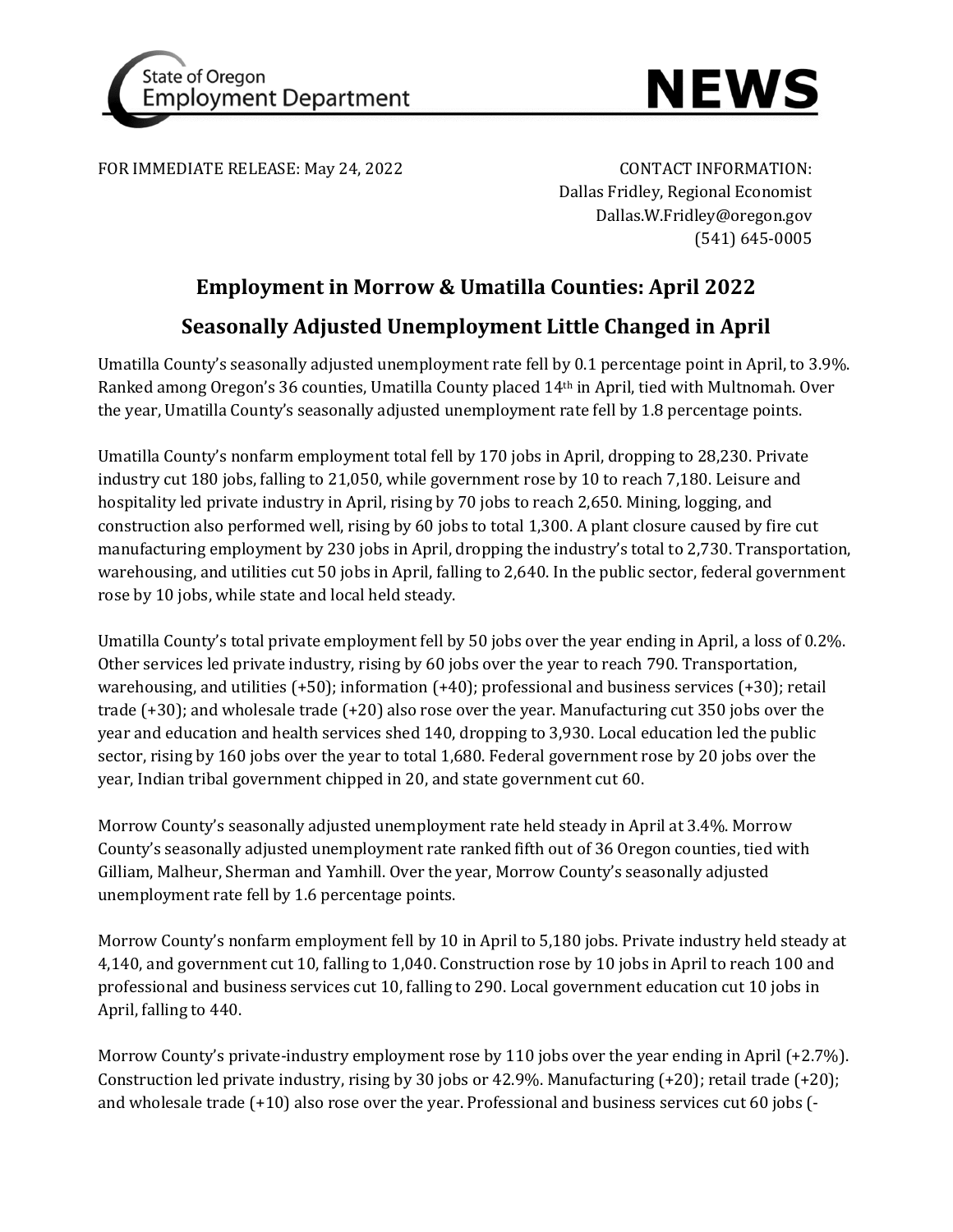State of Oregon Employment Department

# NEWS

FOR IMMEDIATE RELEASE: May 24, 2022

CONTACT INFORMATION:
Dallas Fridley, Regional Economist
Dallas.W.Fridley@oregon.gov
(541) 645-0005

## Employment in Morrow & Umatilla Counties: April 2022

## Seasonally Adjusted Unemployment Little Changed in April

Umatilla County's seasonally adjusted unemployment rate fell by 0.1 percentage point in April, to 3.9%. Ranked among Oregon's 36 counties, Umatilla County placed 14th in April, tied with Multnomah. Over the year, Umatilla County's seasonally adjusted unemployment rate fell by 1.8 percentage points.

Umatilla County's nonfarm employment total fell by 170 jobs in April, dropping to 28,230. Private industry cut 180 jobs, falling to 21,050, while government rose by 10 to reach 7,180. Leisure and hospitality led private industry in April, rising by 70 jobs to reach 2,650. Mining, logging, and construction also performed well, rising by 60 jobs to total 1,300. A plant closure caused by fire cut manufacturing employment by 230 jobs in April, dropping the industry's total to 2,730. Transportation, warehousing, and utilities cut 50 jobs in April, falling to 2,640. In the public sector, federal government rose by 10 jobs, while state and local held steady.

Umatilla County's total private employment fell by 50 jobs over the year ending in April, a loss of 0.2%. Other services led private industry, rising by 60 jobs over the year to reach 790. Transportation, warehousing, and utilities (+50); information (+40); professional and business services (+30); retail trade (+30); and wholesale trade (+20) also rose over the year. Manufacturing cut 350 jobs over the year and education and health services shed 140, dropping to 3,930. Local education led the public sector, rising by 160 jobs over the year to total 1,680. Federal government rose by 20 jobs over the year, Indian tribal government chipped in 20, and state government cut 60.

Morrow County's seasonally adjusted unemployment rate held steady in April at 3.4%. Morrow County's seasonally adjusted unemployment rate ranked fifth out of 36 Oregon counties, tied with Gilliam, Malheur, Sherman and Yamhill. Over the year, Morrow County's seasonally adjusted unemployment rate fell by 1.6 percentage points.

Morrow County's nonfarm employment fell by 10 in April to 5,180 jobs. Private industry held steady at 4,140, and government cut 10, falling to 1,040. Construction rose by 10 jobs in April to reach 100 and professional and business services cut 10, falling to 290. Local government education cut 10 jobs in April, falling to 440.

Morrow County's private-industry employment rose by 110 jobs over the year ending in April (+2.7%). Construction led private industry, rising by 30 jobs or 42.9%. Manufacturing (+20); retail trade (+20); and wholesale trade (+10) also rose over the year. Professional and business services cut 60 jobs (-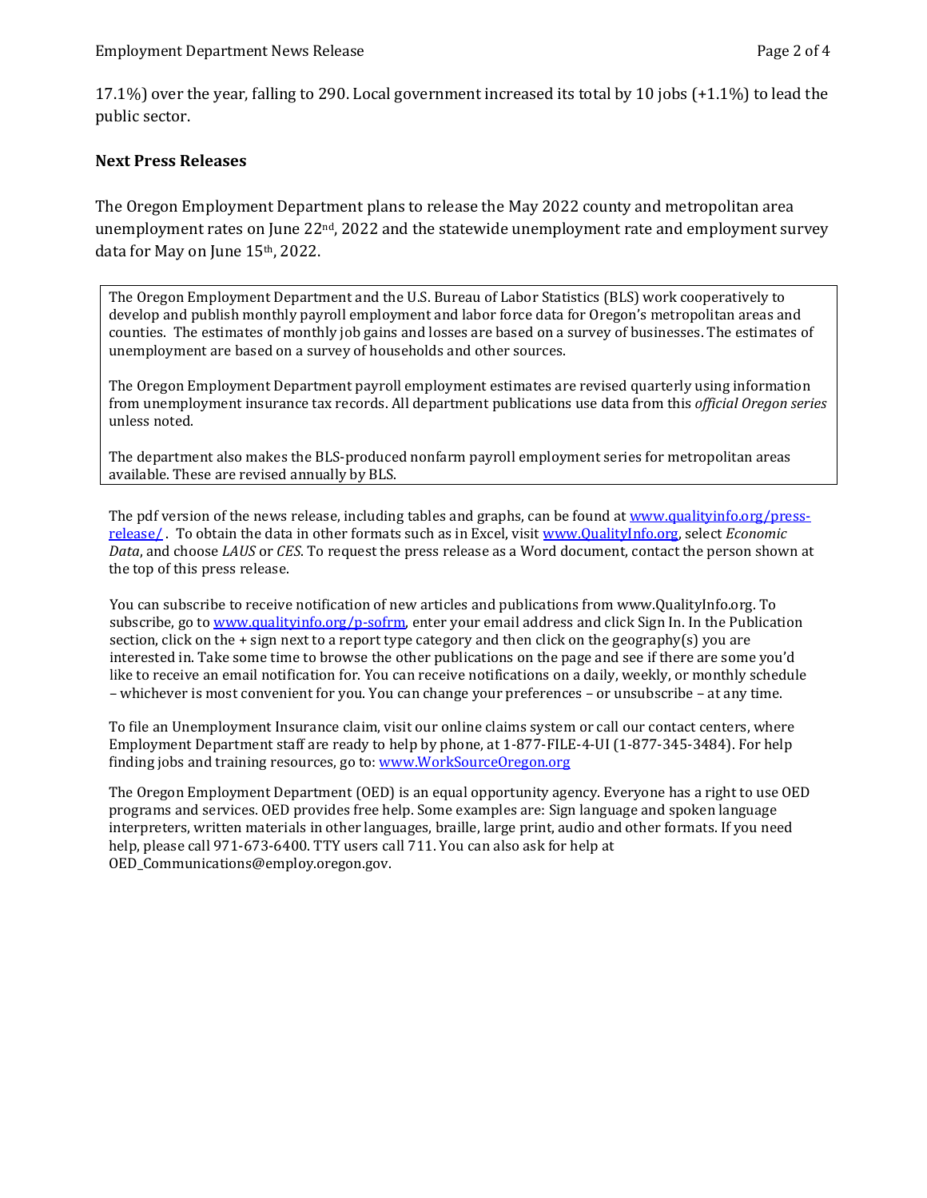17.1%) over the year, falling to 290. Local government increased its total by 10 jobs (+1.1%) to lead the public sector.

**Next Press Releases**

The Oregon Employment Department plans to release the May 2022 county and metropolitan area unemployment rates on June 22nd, 2022 and the statewide unemployment rate and employment survey data for May on June 15th, 2022.

The Oregon Employment Department and the U.S. Bureau of Labor Statistics (BLS) work cooperatively to develop and publish monthly payroll employment and labor force data for Oregon's metropolitan areas and counties. The estimates of monthly job gains and losses are based on a survey of businesses. The estimates of unemployment are based on a survey of households and other sources.

The Oregon Employment Department payroll employment estimates are revised quarterly using information from unemployment insurance tax records. All department publications use data from this *official Oregon series* unless noted.

The department also makes the BLS-produced nonfarm payroll employment series for metropolitan areas available. These are revised annually by BLS.

The pdf version of the news release, including tables and graphs, can be found at [www.qualityinfo.org/press-release/](www.qualityinfo.org/press-release/). To obtain the data in other formats such as in Excel, visit [www.QualityInfo.org](www.QualityInfo.org), select *Economic Data*, and choose *LAUS* or *CES*. To request the press release as a Word document, contact the person shown at the top of this press release.

You can subscribe to receive notification of new articles and publications from www.QualityInfo.org. To subscribe, go to [www.qualityinfo.org/p-sofrm](www.qualityinfo.org/p-sofrm), enter your email address and click Sign In. In the Publication section, click on the + sign next to a report type category and then click on the geography(s) you are interested in. Take some time to browse the other publications on the page and see if there are some you'd like to receive an email notification for. You can receive notifications on a daily, weekly, or monthly schedule – whichever is most convenient for you. You can change your preferences – or unsubscribe – at any time.

To file an Unemployment Insurance claim, visit our online claims system or call our contact centers, where Employment Department staff are ready to help by phone, at 1-877-FILE-4-UI (1-877-345-3484). For help finding jobs and training resources, go to: [www.WorkSourceOregon.org](www.WorkSourceOregon.org)

The Oregon Employment Department (OED) is an equal opportunity agency. Everyone has a right to use OED programs and services. OED provides free help. Some examples are: Sign language and spoken language interpreters, written materials in other languages, braille, large print, audio and other formats. If you need help, please call 971-673-6400. TTY users call 711. You can also ask for help at OED_Communications@employ.oregon.gov.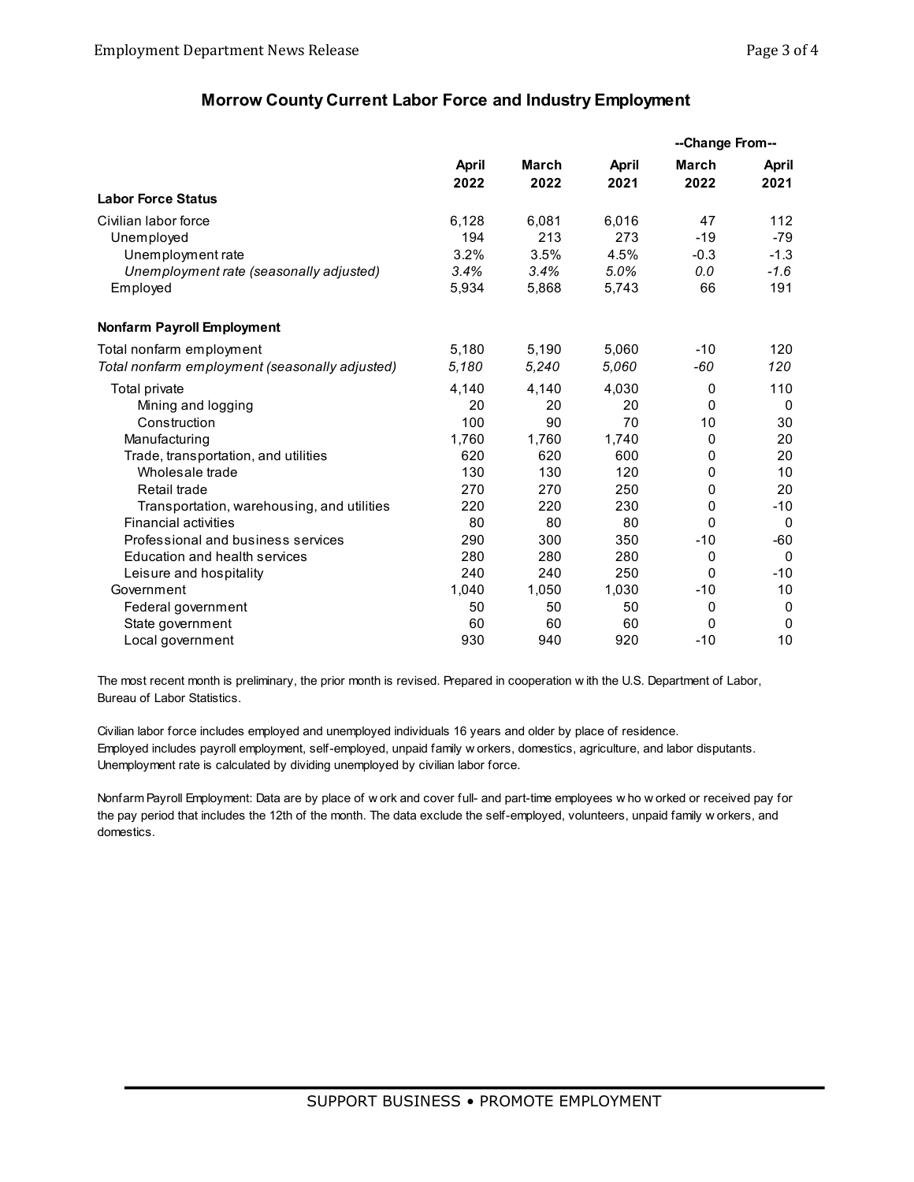## Morrow County Current Labor Force and Industry Employment

| | April 2022 | March 2022 | April 2021 | Change From March 2022 | Change From April 2021 |
|---|---|---|---|---|---|
| **Labor Force Status** | | | | | |
| Civilian labor force | 6,128 | 6,081 | 6,016 | 47 | 112 |
| Unemployed | 194 | 213 | 273 | -19 | -79 |
| Unemployment rate | 3.2% | 3.5% | 4.5% | -0.3 | -1.3 |
| *Unemployment rate (seasonally adjusted)* | *3.4%* | *3.4%* | *5.0%* | *0.0* | *-1.6* |
| Employed | 5,934 | 5,868 | 5,743 | 66 | 191 |
| **Nonfarm Payroll Employment** | | | | | |
| Total nonfarm employment | 5,180 | 5,190 | 5,060 | -10 | 120 |
| *Total nonfarm employment (seasonally adjusted)* | *5,180* | *5,240* | *5,060* | *-60* | *120* |
| Total private | 4,140 | 4,140 | 4,030 | 0 | 110 |
| Mining and logging | 20 | 20 | 20 | 0 | 0 |
| Construction | 100 | 90 | 70 | 10 | 30 |
| Manufacturing | 1,760 | 1,760 | 1,740 | 0 | 20 |
| Trade, transportation, and utilities | 620 | 620 | 600 | 0 | 20 |
| Wholesale trade | 130 | 130 | 120 | 0 | 10 |
| Retail trade | 270 | 270 | 250 | 0 | 20 |
| Transportation, warehousing, and utilities | 220 | 220 | 230 | 0 | -10 |
| Financial activities | 80 | 80 | 80 | 0 | 0 |
| Professional and business services | 290 | 300 | 350 | -10 | -60 |
| Education and health services | 280 | 280 | 280 | 0 | 0 |
| Leisure and hospitality | 240 | 240 | 250 | 0 | -10 |
| Government | 1,040 | 1,050 | 1,030 | -10 | 10 |
| Federal government | 50 | 50 | 50 | 0 | 0 |
| State government | 60 | 60 | 60 | 0 | 0 |
| Local government | 930 | 940 | 920 | -10 | 10 |

The most recent month is preliminary, the prior month is revised. Prepared in cooperation with the U.S. Department of Labor, Bureau of Labor Statistics.

Civilian labor force includes employed and unemployed individuals 16 years and older by place of residence.
Employed includes payroll employment, self-employed, unpaid family workers, domestics, agriculture, and labor disputants.
Unemployment rate is calculated by dividing unemployed by civilian labor force.

Nonfarm Payroll Employment: Data are by place of work and cover full- and part-time employees who worked or received pay for the pay period that includes the 12th of the month. The data exclude the self-employed, volunteers, unpaid family workers, and domestics.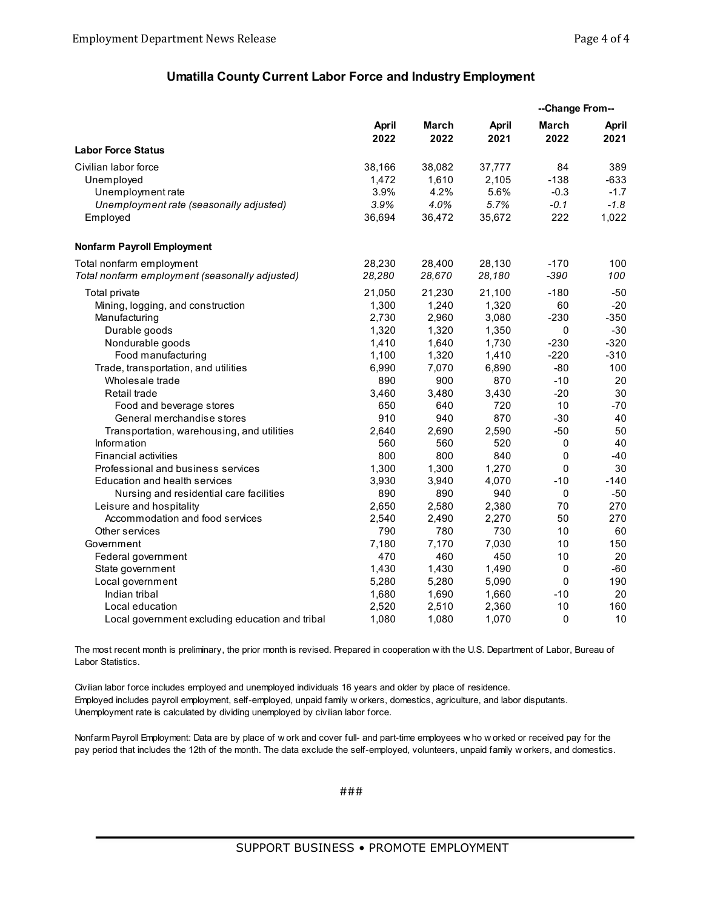## Umatilla County Current Labor Force and Industry Employment

| | April 2022 | March 2022 | April 2021 | --Change From-- March 2022 | --Change From-- April 2021 |
|---|---|---|---|---|---|
| **Labor Force Status** | | | | | |
| Civilian labor force | 38,166 | 38,082 | 37,777 | 84 | 389 |
| Unemployed | 1,472 | 1,610 | 2,105 | -138 | -633 |
| Unemployment rate | 3.9% | 4.2% | 5.6% | -0.3 | -1.7 |
| *Unemployment rate (seasonally adjusted)* | *3.9%* | *4.0%* | *5.7%* | *-0.1* | *-1.8* |
| Employed | 36,694 | 36,472 | 35,672 | 222 | 1,022 |
| **Nonfarm Payroll Employment** | | | | | |
| Total nonfarm employment | 28,230 | 28,400 | 28,130 | -170 | 100 |
| *Total nonfarm employment (seasonally adjusted)* | *28,280* | *28,670* | *28,180* | *-390* | *100* |
| Total private | 21,050 | 21,230 | 21,100 | -180 | -50 |
| Mining, logging, and construction | 1,300 | 1,240 | 1,320 | 60 | -20 |
| Manufacturing | 2,730 | 2,960 | 3,080 | -230 | -350 |
| Durable goods | 1,320 | 1,320 | 1,350 | 0 | -30 |
| Nondurable goods | 1,410 | 1,640 | 1,730 | -230 | -320 |
| Food manufacturing | 1,100 | 1,320 | 1,410 | -220 | -310 |
| Trade, transportation, and utilities | 6,990 | 7,070 | 6,890 | -80 | 100 |
| Wholesale trade | 890 | 900 | 870 | -10 | 20 |
| Retail trade | 3,460 | 3,480 | 3,430 | -20 | 30 |
| Food and beverage stores | 650 | 640 | 720 | 10 | -70 |
| General merchandise stores | 910 | 940 | 870 | -30 | 40 |
| Transportation, warehousing, and utilities | 2,640 | 2,690 | 2,590 | -50 | 50 |
| Information | 560 | 560 | 520 | 0 | 40 |
| Financial activities | 800 | 800 | 840 | 0 | -40 |
| Professional and business services | 1,300 | 1,300 | 1,270 | 0 | 30 |
| Education and health services | 3,930 | 3,940 | 4,070 | -10 | -140 |
| Nursing and residential care facilities | 890 | 890 | 940 | 0 | -50 |
| Leisure and hospitality | 2,650 | 2,580 | 2,380 | 70 | 270 |
| Accommodation and food services | 2,540 | 2,490 | 2,270 | 50 | 270 |
| Other services | 790 | 780 | 730 | 10 | 60 |
| Government | 7,180 | 7,170 | 7,030 | 10 | 150 |
| Federal government | 470 | 460 | 450 | 10 | 20 |
| State government | 1,430 | 1,430 | 1,490 | 0 | -60 |
| Local government | 5,280 | 5,280 | 5,090 | 0 | 190 |
| Indian tribal | 1,680 | 1,690 | 1,660 | -10 | 20 |
| Local education | 2,520 | 2,510 | 2,360 | 10 | 160 |
| Local government excluding education and tribal | 1,080 | 1,080 | 1,070 | 0 | 10 |

The most recent month is preliminary, the prior month is revised. Prepared in cooperation with the U.S. Department of Labor, Bureau of Labor Statistics.

Civilian labor force includes employed and unemployed individuals 16 years and older by place of residence.
Employed includes payroll employment, self-employed, unpaid family workers, domestics, agriculture, and labor disputants.
Unemployment rate is calculated by dividing unemployed by civilian labor force.

Nonfarm Payroll Employment: Data are by place of work and cover full- and part-time employees who worked or received pay for the pay period that includes the 12th of the month. The data exclude the self-employed, volunteers, unpaid family workers, and domestics.

###

SUPPORT BUSINESS • PROMOTE EMPLOYMENT